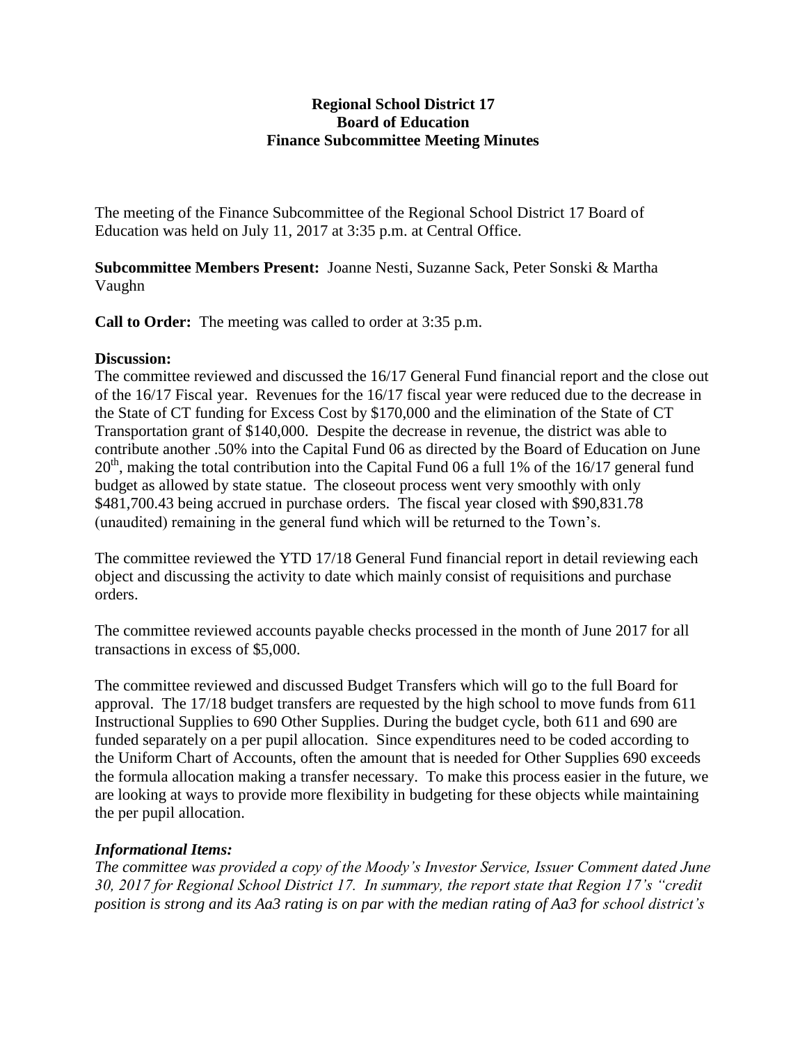**Regional School District 17**
**Board of Education**
**Finance Subcommittee Meeting Minutes**

The meeting of the Finance Subcommittee of the Regional School District 17 Board of Education was held on July 11, 2017 at 3:35 p.m. at Central Office.

**Subcommittee Members Present:** Joanne Nesti, Suzanne Sack, Peter Sonski & Martha Vaughn

**Call to Order:** The meeting was called to order at 3:35 p.m.

**Discussion:**
The committee reviewed and discussed the 16/17 General Fund financial report and the close out of the 16/17 Fiscal year. Revenues for the 16/17 fiscal year were reduced due to the decrease in the State of CT funding for Excess Cost by $170,000 and the elimination of the State of CT Transportation grant of $140,000. Despite the decrease in revenue, the district was able to contribute another .50% into the Capital Fund 06 as directed by the Board of Education on June 20th, making the total contribution into the Capital Fund 06 a full 1% of the 16/17 general fund budget as allowed by state statue. The closeout process went very smoothly with only $481,700.43 being accrued in purchase orders. The fiscal year closed with $90,831.78 (unaudited) remaining in the general fund which will be returned to the Town's.

The committee reviewed the YTD 17/18 General Fund financial report in detail reviewing each object and discussing the activity to date which mainly consist of requisitions and purchase orders.

The committee reviewed accounts payable checks processed in the month of June 2017 for all transactions in excess of $5,000.

The committee reviewed and discussed Budget Transfers which will go to the full Board for approval. The 17/18 budget transfers are requested by the high school to move funds from 611 Instructional Supplies to 690 Other Supplies. During the budget cycle, both 611 and 690 are funded separately on a per pupil allocation. Since expenditures need to be coded according to the Uniform Chart of Accounts, often the amount that is needed for Other Supplies 690 exceeds the formula allocation making a transfer necessary. To make this process easier in the future, we are looking at ways to provide more flexibility in budgeting for these objects while maintaining the per pupil allocation.

***Informational Items:***
*The committee was provided a copy of the Moody's Investor Service, Issuer Comment dated June 30, 2017 for Regional School District 17. In summary, the report state that Region 17's "credit position is strong and its Aa3 rating is on par with the median rating of Aa3 for school district's*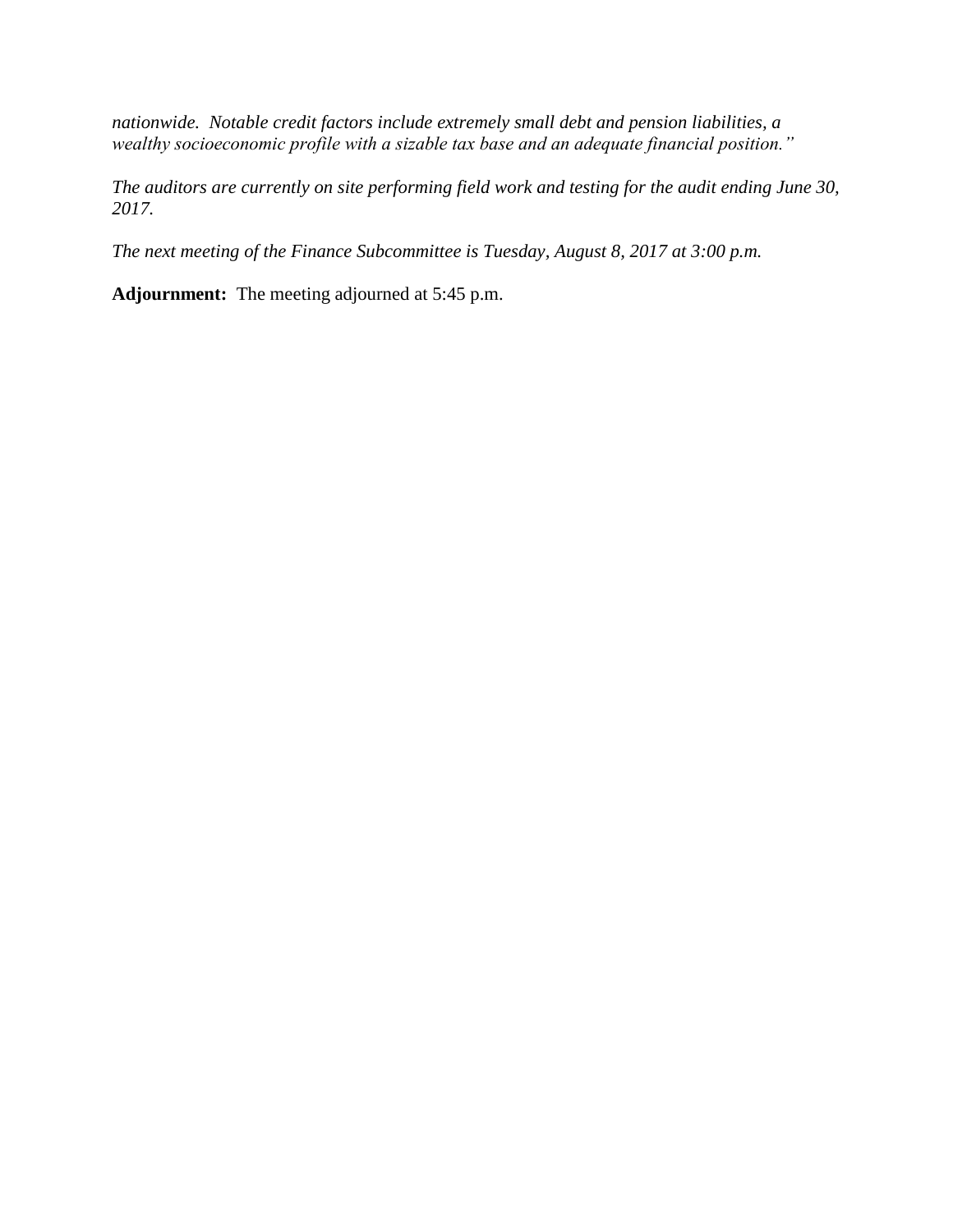*nationwide. Notable credit factors include extremely small debt and pension liabilities, a wealthy socioeconomic profile with a sizable tax base and an adequate financial position."*

*The auditors are currently on site performing field work and testing for the audit ending June 30, 2017.*

*The next meeting of the Finance Subcommittee is Tuesday, August 8, 2017 at 3:00 p.m.*

**Adjournment:** The meeting adjourned at 5:45 p.m.